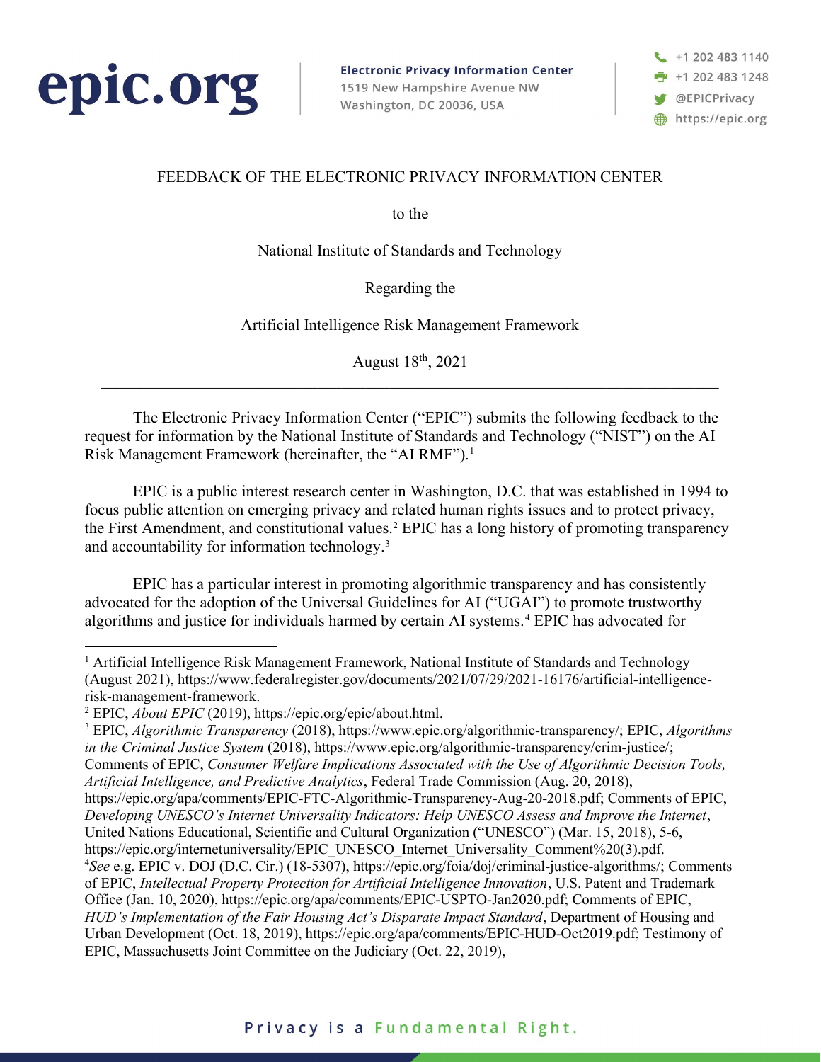epic.org

**Electronic Privacy Information Center**
1519 New Hampshire Avenue NW
Washington, DC 20036, USA

+1 202 483 1140
+1 202 483 1248
@EPICPrivacy
https://epic.org

FEEDBACK OF THE ELECTRONIC PRIVACY INFORMATION CENTER

to the

National Institute of Standards and Technology

Regarding the

Artificial Intelligence Risk Management Framework

August 18th, 2021

---

The Electronic Privacy Information Center ("EPIC") submits the following feedback to the request for information by the National Institute of Standards and Technology ("NIST") on the AI Risk Management Framework (hereinafter, the "AI RMF").[1]

EPIC is a public interest research center in Washington, D.C. that was established in 1994 to focus public attention on emerging privacy and related human rights issues and to protect privacy, the First Amendment, and constitutional values.[2] EPIC has a long history of promoting transparency and accountability for information technology.[3]

EPIC has a particular interest in promoting algorithmic transparency and has consistently advocated for the adoption of the Universal Guidelines for AI ("UGAI") to promote trustworthy algorithms and justice for individuals harmed by certain AI systems.[4] EPIC has advocated for

---

[1] Artificial Intelligence Risk Management Framework, National Institute of Standards and Technology (August 2021), https://www.federalregister.gov/documents/2021/07/29/2021-16176/artificial-intelligence-risk-management-framework.

[2] EPIC, *About EPIC* (2019), https://epic.org/epic/about.html.

[3] EPIC, *Algorithmic Transparency* (2018), https://www.epic.org/algorithmic-transparency/; EPIC, *Algorithms in the Criminal Justice System* (2018), https://www.epic.org/algorithmic-transparency/crim-justice/; Comments of EPIC, *Consumer Welfare Implications Associated with the Use of Algorithmic Decision Tools, Artificial Intelligence, and Predictive Analytics*, Federal Trade Commission (Aug. 20, 2018), https://epic.org/apa/comments/EPIC-FTC-Algorithmic-Transparency-Aug-20-2018.pdf; Comments of EPIC, *Developing UNESCO's Internet Universality Indicators: Help UNESCO Assess and Improve the Internet*, United Nations Educational, Scientific and Cultural Organization ("UNESCO") (Mar. 15, 2018), 5-6, https://epic.org/internetuniversality/EPIC_UNESCO_Internet_Universality_Comment%20(3).pdf.

[4] *See* e.g. EPIC v. DOJ (D.C. Cir.) (18-5307), https://epic.org/foia/doj/criminal-justice-algorithms/; Comments of EPIC, *Intellectual Property Protection for Artificial Intelligence Innovation*, U.S. Patent and Trademark Office (Jan. 10, 2020), https://epic.org/apa/comments/EPIC-USPTO-Jan2020.pdf; Comments of EPIC, *HUD's Implementation of the Fair Housing Act's Disparate Impact Standard*, Department of Housing and Urban Development (Oct. 18, 2019), https://epic.org/apa/comments/EPIC-HUD-Oct2019.pdf; Testimony of EPIC, Massachusetts Joint Committee on the Judiciary (Oct. 22, 2019),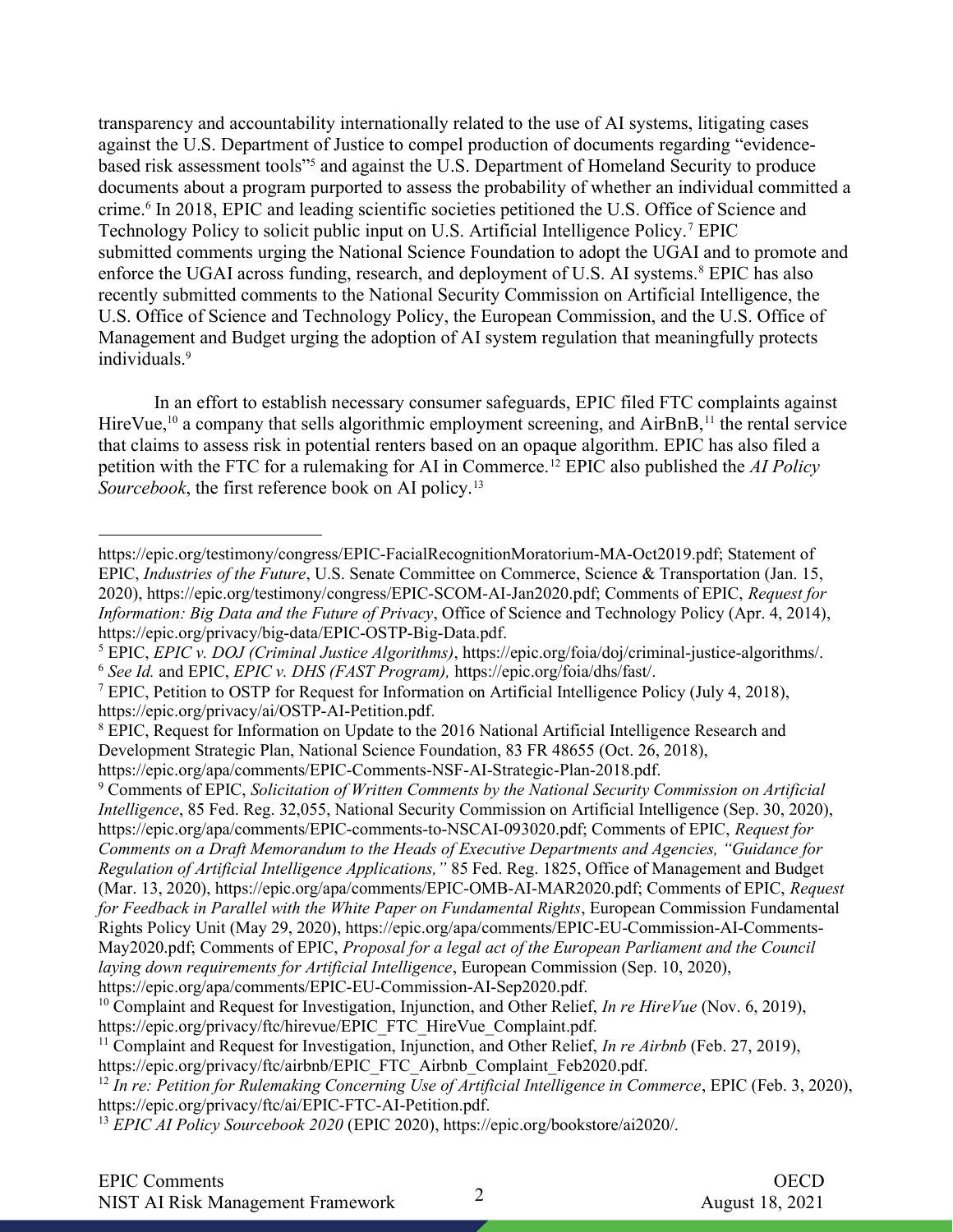transparency and accountability internationally related to the use of AI systems, litigating cases against the U.S. Department of Justice to compel production of documents regarding "evidence-based risk assessment tools"[5] and against the U.S. Department of Homeland Security to produce documents about a program purported to assess the probability of whether an individual committed a crime.[6] In 2018, EPIC and leading scientific societies petitioned the U.S. Office of Science and Technology Policy to solicit public input on U.S. Artificial Intelligence Policy.[7] EPIC submitted comments urging the National Science Foundation to adopt the UGAI and to promote and enforce the UGAI across funding, research, and deployment of U.S. AI systems.[8] EPIC has also recently submitted comments to the National Security Commission on Artificial Intelligence, the U.S. Office of Science and Technology Policy, the European Commission, and the U.S. Office of Management and Budget urging the adoption of AI system regulation that meaningfully protects individuals.[9]

In an effort to establish necessary consumer safeguards, EPIC filed FTC complaints against HireVue,[10] a company that sells algorithmic employment screening, and AirBnB,[11] the rental service that claims to assess risk in potential renters based on an opaque algorithm. EPIC has also filed a petition with the FTC for a rulemaking for AI in Commerce.[12] EPIC also published the *AI Policy Sourcebook*, the first reference book on AI policy.[13]

---

https://epic.org/testimony/congress/EPIC-FacialRecognitionMoratorium-MA-Oct2019.pdf; Statement of EPIC, *Industries of the Future*, U.S. Senate Committee on Commerce, Science & Transportation (Jan. 15, 2020), https://epic.org/testimony/congress/EPIC-SCOM-AI-Jan2020.pdf; Comments of EPIC, *Request for Information: Big Data and the Future of Privacy*, Office of Science and Technology Policy (Apr. 4, 2014), https://epic.org/privacy/big-data/EPIC-OSTP-Big-Data.pdf.

[5] EPIC, *EPIC v. DOJ (Criminal Justice Algorithms)*, https://epic.org/foia/doj/criminal-justice-algorithms/.

[6] *See Id.* and EPIC, *EPIC v. DHS (FAST Program),* https://epic.org/foia/dhs/fast/.

[7] EPIC, Petition to OSTP for Request for Information on Artificial Intelligence Policy (July 4, 2018), https://epic.org/privacy/ai/OSTP-AI-Petition.pdf.

[8] EPIC, Request for Information on Update to the 2016 National Artificial Intelligence Research and Development Strategic Plan, National Science Foundation, 83 FR 48655 (Oct. 26, 2018), https://epic.org/apa/comments/EPIC-Comments-NSF-AI-Strategic-Plan-2018.pdf.

[9] Comments of EPIC, *Solicitation of Written Comments by the National Security Commission on Artificial Intelligence*, 85 Fed. Reg. 32,055, National Security Commission on Artificial Intelligence (Sep. 30, 2020), https://epic.org/apa/comments/EPIC-comments-to-NSCAI-093020.pdf; Comments of EPIC, *Request for Comments on a Draft Memorandum to the Heads of Executive Departments and Agencies, "Guidance for Regulation of Artificial Intelligence Applications,"* 85 Fed. Reg. 1825, Office of Management and Budget (Mar. 13, 2020), https://epic.org/apa/comments/EPIC-OMB-AI-MAR2020.pdf; Comments of EPIC, *Request for Feedback in Parallel with the White Paper on Fundamental Rights*, European Commission Fundamental Rights Policy Unit (May 29, 2020), https://epic.org/apa/comments/EPIC-EU-Commission-AI-Comments-May2020.pdf; Comments of EPIC, *Proposal for a legal act of the European Parliament and the Council laying down requirements for Artificial Intelligence*, European Commission (Sep. 10, 2020), https://epic.org/apa/comments/EPIC-EU-Commission-AI-Sep2020.pdf.

[10] Complaint and Request for Investigation, Injunction, and Other Relief, *In re HireVue* (Nov. 6, 2019), https://epic.org/privacy/ftc/hirevue/EPIC_FTC_HireVue_Complaint.pdf.

[11] Complaint and Request for Investigation, Injunction, and Other Relief, *In re Airbnb* (Feb. 27, 2019), https://epic.org/privacy/ftc/airbnb/EPIC_FTC_Airbnb_Complaint_Feb2020.pdf.

[12] *In re: Petition for Rulemaking Concerning Use of Artificial Intelligence in Commerce*, EPIC (Feb. 3, 2020), https://epic.org/privacy/ftc/ai/EPIC-FTC-AI-Petition.pdf.

[13] *EPIC AI Policy Sourcebook 2020* (EPIC 2020), https://epic.org/bookstore/ai2020/.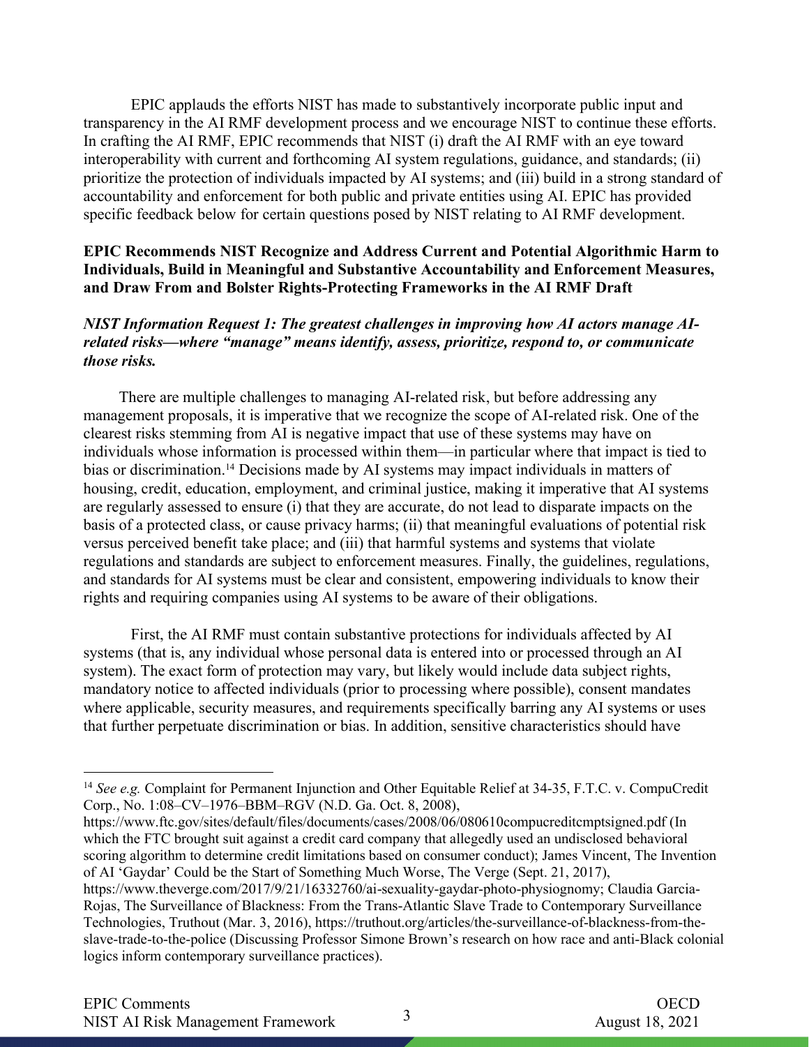EPIC applauds the efforts NIST has made to substantively incorporate public input and transparency in the AI RMF development process and we encourage NIST to continue these efforts. In crafting the AI RMF, EPIC recommends that NIST (i) draft the AI RMF with an eye toward interoperability with current and forthcoming AI system regulations, guidance, and standards; (ii) prioritize the protection of individuals impacted by AI systems; and (iii) build in a strong standard of accountability and enforcement for both public and private entities using AI. EPIC has provided specific feedback below for certain questions posed by NIST relating to AI RMF development.

**EPIC Recommends NIST Recognize and Address Current and Potential Algorithmic Harm to Individuals, Build in Meaningful and Substantive Accountability and Enforcement Measures, and Draw From and Bolster Rights-Protecting Frameworks in the AI RMF Draft**

***NIST Information Request 1: The greatest challenges in improving how AI actors manage AI-related risks—where "manage" means identify, assess, prioritize, respond to, or communicate those risks.***

There are multiple challenges to managing AI-related risk, but before addressing any management proposals, it is imperative that we recognize the scope of AI-related risk. One of the clearest risks stemming from AI is negative impact that use of these systems may have on individuals whose information is processed within them—in particular where that impact is tied to bias or discrimination.[14] Decisions made by AI systems may impact individuals in matters of housing, credit, education, employment, and criminal justice, making it imperative that AI systems are regularly assessed to ensure (i) that they are accurate, do not lead to disparate impacts on the basis of a protected class, or cause privacy harms; (ii) that meaningful evaluations of potential risk versus perceived benefit take place; and (iii) that harmful systems and systems that violate regulations and standards are subject to enforcement measures. Finally, the guidelines, regulations, and standards for AI systems must be clear and consistent, empowering individuals to know their rights and requiring companies using AI systems to be aware of their obligations.

First, the AI RMF must contain substantive protections for individuals affected by AI systems (that is, any individual whose personal data is entered into or processed through an AI system). The exact form of protection may vary, but likely would include data subject rights, mandatory notice to affected individuals (prior to processing where possible), consent mandates where applicable, security measures, and requirements specifically barring any AI systems or uses that further perpetuate discrimination or bias. In addition, sensitive characteristics should have

---

[14] *See e.g.* Complaint for Permanent Injunction and Other Equitable Relief at 34-35, F.T.C. v. CompuCredit Corp., No. 1:08–CV–1976–BBM–RGV (N.D. Ga. Oct. 8, 2008), https://www.ftc.gov/sites/default/files/documents/cases/2008/06/080610compucreditcmptsigned.pdf (In which the FTC brought suit against a credit card company that allegedly used an undisclosed behavioral scoring algorithm to determine credit limitations based on consumer conduct); James Vincent, The Invention of AI 'Gaydar' Could be the Start of Something Much Worse, The Verge (Sept. 21, 2017), https://www.theverge.com/2017/9/21/16332760/ai-sexuality-gaydar-photo-physiognomy; Claudia Garcia-Rojas, The Surveillance of Blackness: From the Trans-Atlantic Slave Trade to Contemporary Surveillance Technologies, Truthout (Mar. 3, 2016), https://truthout.org/articles/the-surveillance-of-blackness-from-the-slave-trade-to-the-police (Discussing Professor Simone Brown's research on how race and anti-Black colonial logics inform contemporary surveillance practices).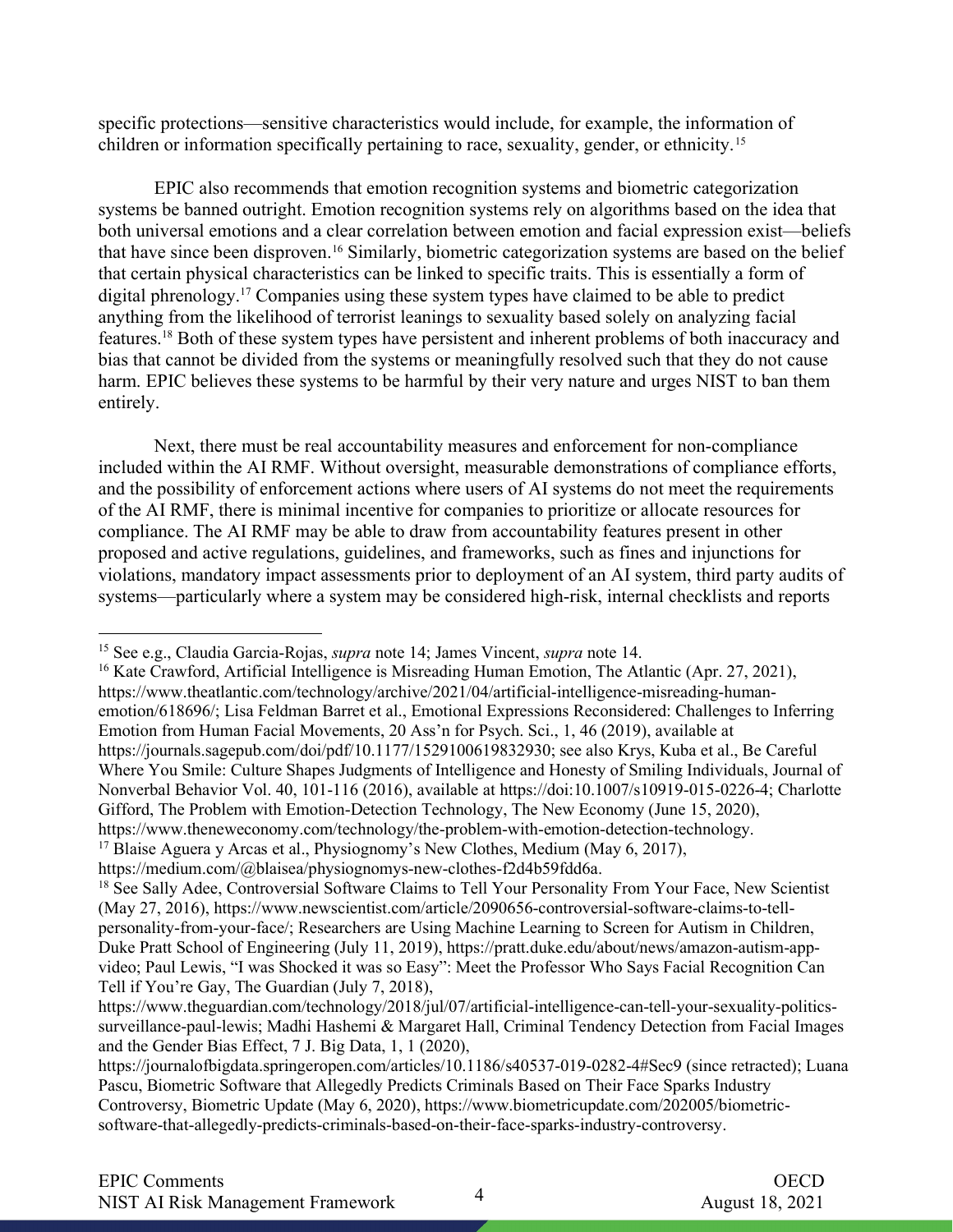specific protections—sensitive characteristics would include, for example, the information of children or information specifically pertaining to race, sexuality, gender, or ethnicity.[15]

EPIC also recommends that emotion recognition systems and biometric categorization systems be banned outright. Emotion recognition systems rely on algorithms based on the idea that both universal emotions and a clear correlation between emotion and facial expression exist—beliefs that have since been disproven.[16] Similarly, biometric categorization systems are based on the belief that certain physical characteristics can be linked to specific traits. This is essentially a form of digital phrenology.[17] Companies using these system types have claimed to be able to predict anything from the likelihood of terrorist leanings to sexuality based solely on analyzing facial features.[18] Both of these system types have persistent and inherent problems of both inaccuracy and bias that cannot be divided from the systems or meaningfully resolved such that they do not cause harm. EPIC believes these systems to be harmful by their very nature and urges NIST to ban them entirely.

Next, there must be real accountability measures and enforcement for non-compliance included within the AI RMF. Without oversight, measurable demonstrations of compliance efforts, and the possibility of enforcement actions where users of AI systems do not meet the requirements of the AI RMF, there is minimal incentive for companies to prioritize or allocate resources for compliance. The AI RMF may be able to draw from accountability features present in other proposed and active regulations, guidelines, and frameworks, such as fines and injunctions for violations, mandatory impact assessments prior to deployment of an AI system, third party audits of systems—particularly where a system may be considered high-risk, internal checklists and reports

---

[15] See e.g., Claudia Garcia-Rojas, *supra* note 14; James Vincent, *supra* note 14.

[16] Kate Crawford, Artificial Intelligence is Misreading Human Emotion, The Atlantic (Apr. 27, 2021), https://www.theatlantic.com/technology/archive/2021/04/artificial-intelligence-misreading-human-emotion/618696/; Lisa Feldman Barret et al., Emotional Expressions Reconsidered: Challenges to Inferring Emotion from Human Facial Movements, 20 Ass'n for Psych. Sci., 1, 46 (2019), available at https://journals.sagepub.com/doi/pdf/10.1177/1529100619832930; see also Krys, Kuba et al., Be Careful Where You Smile: Culture Shapes Judgments of Intelligence and Honesty of Smiling Individuals, Journal of Nonverbal Behavior Vol. 40, 101-116 (2016), available at https://doi:10.1007/s10919-015-0226-4; Charlotte Gifford, The Problem with Emotion-Detection Technology, The New Economy (June 15, 2020), https://www.theneweconomy.com/technology/the-problem-with-emotion-detection-technology.

[17] Blaise Aguera y Arcas et al., Physiognomy's New Clothes, Medium (May 6, 2017), https://medium.com/@blaisea/physiognomys-new-clothes-f2d4b59fdd6a.

[18] See Sally Adee, Controversial Software Claims to Tell Your Personality From Your Face, New Scientist (May 27, 2016), https://www.newscientist.com/article/2090656-controversial-software-claims-to-tell-personality-from-your-face/; Researchers are Using Machine Learning to Screen for Autism in Children, Duke Pratt School of Engineering (July 11, 2019), https://pratt.duke.edu/about/news/amazon-autism-app-video; Paul Lewis, "I was Shocked it was so Easy": Meet the Professor Who Says Facial Recognition Can Tell if You're Gay, The Guardian (July 7, 2018), https://www.theguardian.com/technology/2018/jul/07/artificial-intelligence-can-tell-your-sexuality-politics-surveillance-paul-lewis; Madhi Hashemi & Margaret Hall, Criminal Tendency Detection from Facial Images and the Gender Bias Effect, 7 J. Big Data, 1, 1 (2020), https://journalofbigdata.springeropen.com/articles/10.1186/s40537-019-0282-4#Sec9 (since retracted); Luana Pascu, Biometric Software that Allegedly Predicts Criminals Based on Their Face Sparks Industry Controversy, Biometric Update (May 6, 2020), https://www.biometricupdate.com/202005/biometric-software-that-allegedly-predicts-criminals-based-on-their-face-sparks-industry-controversy.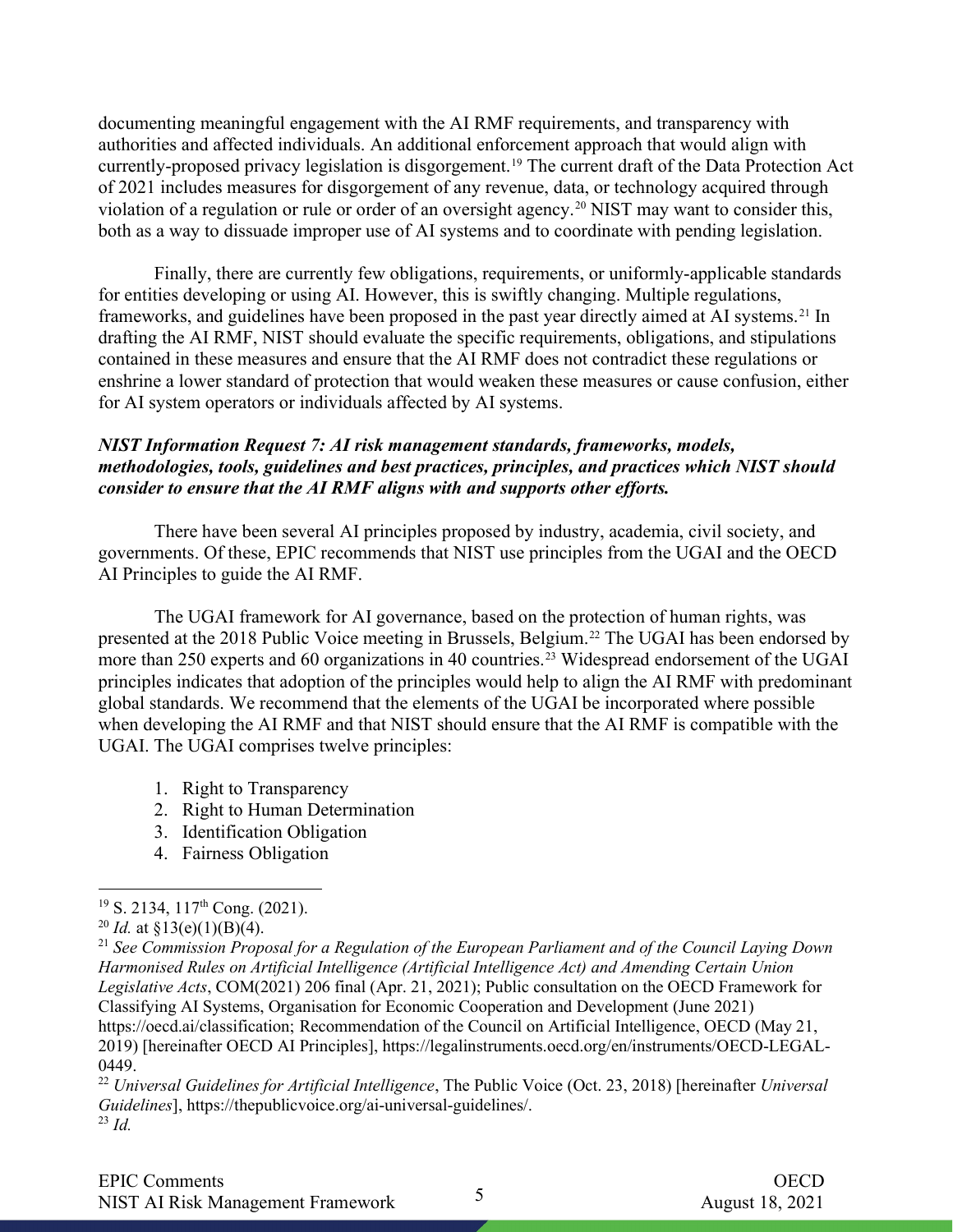documenting meaningful engagement with the AI RMF requirements, and transparency with authorities and affected individuals. An additional enforcement approach that would align with currently-proposed privacy legislation is disgorgement.[19] The current draft of the Data Protection Act of 2021 includes measures for disgorgement of any revenue, data, or technology acquired through violation of a regulation or rule or order of an oversight agency.[20] NIST may want to consider this, both as a way to dissuade improper use of AI systems and to coordinate with pending legislation.

Finally, there are currently few obligations, requirements, or uniformly-applicable standards for entities developing or using AI. However, this is swiftly changing. Multiple regulations, frameworks, and guidelines have been proposed in the past year directly aimed at AI systems.[21] In drafting the AI RMF, NIST should evaluate the specific requirements, obligations, and stipulations contained in these measures and ensure that the AI RMF does not contradict these regulations or enshrine a lower standard of protection that would weaken these measures or cause confusion, either for AI system operators or individuals affected by AI systems.

***NIST Information Request 7: AI risk management standards, frameworks, models, methodologies, tools, guidelines and best practices, principles, and practices which NIST should consider to ensure that the AI RMF aligns with and supports other efforts.***

There have been several AI principles proposed by industry, academia, civil society, and governments. Of these, EPIC recommends that NIST use principles from the UGAI and the OECD AI Principles to guide the AI RMF.

The UGAI framework for AI governance, based on the protection of human rights, was presented at the 2018 Public Voice meeting in Brussels, Belgium.[22] The UGAI has been endorsed by more than 250 experts and 60 organizations in 40 countries.[23] Widespread endorsement of the UGAI principles indicates that adoption of the principles would help to align the AI RMF with predominant global standards. We recommend that the elements of the UGAI be incorporated where possible when developing the AI RMF and that NIST should ensure that the AI RMF is compatible with the UGAI. The UGAI comprises twelve principles:

1. Right to Transparency
2. Right to Human Determination
3. Identification Obligation
4. Fairness Obligation

---

[19] S. 2134, 117th Cong. (2021).

[20] *Id.* at §13(e)(1)(B)(4).

[21] *See Commission Proposal for a Regulation of the European Parliament and of the Council Laying Down Harmonised Rules on Artificial Intelligence (Artificial Intelligence Act) and Amending Certain Union Legislative Acts*, COM(2021) 206 final (Apr. 21, 2021); Public consultation on the OECD Framework for Classifying AI Systems, Organisation for Economic Cooperation and Development (June 2021) https://oecd.ai/classification; Recommendation of the Council on Artificial Intelligence, OECD (May 21, 2019) [hereinafter OECD AI Principles], https://legalinstruments.oecd.org/en/instruments/OECD-LEGAL-0449.

[22] *Universal Guidelines for Artificial Intelligence*, The Public Voice (Oct. 23, 2018) [hereinafter *Universal Guidelines*], https://thepublicvoice.org/ai-universal-guidelines/.

[23] *Id.*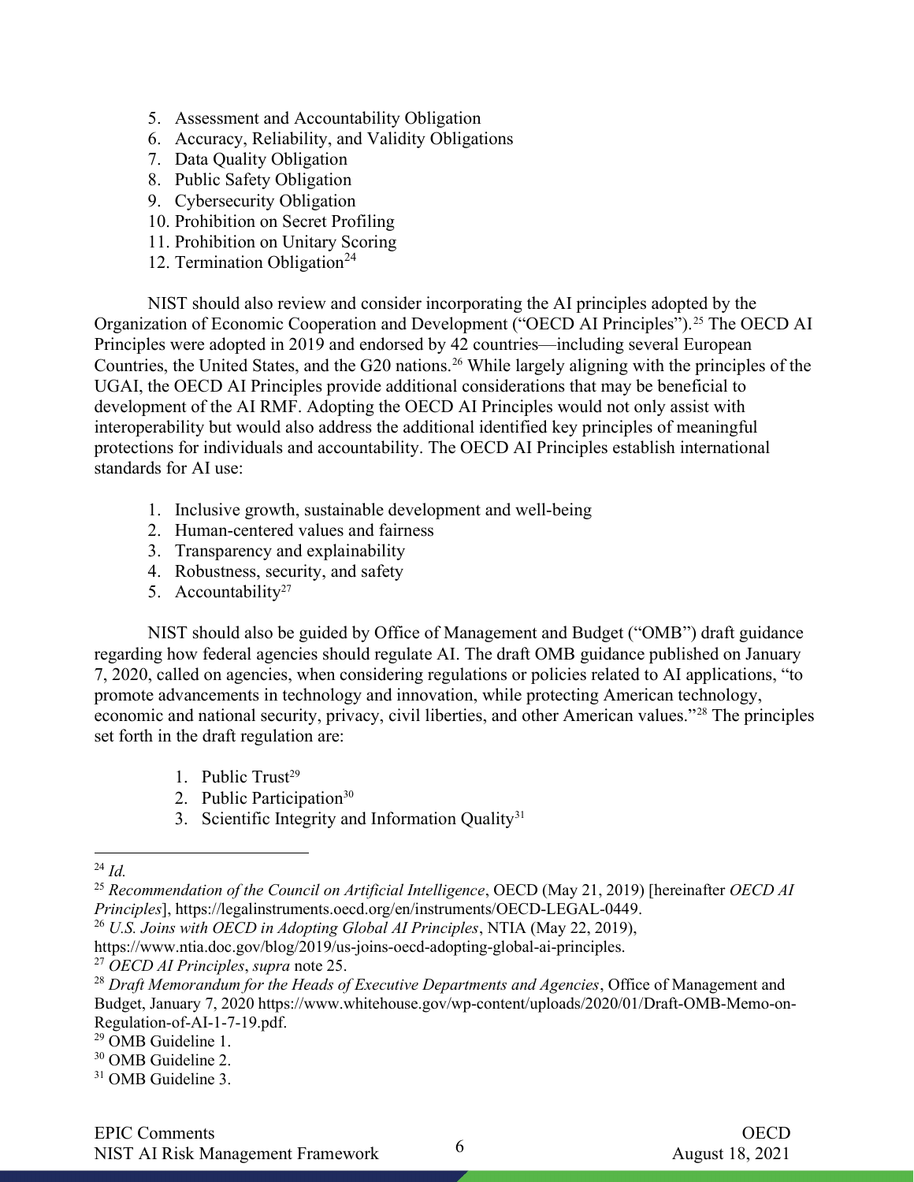5. Assessment and Accountability Obligation
6. Accuracy, Reliability, and Validity Obligations
7. Data Quality Obligation
8. Public Safety Obligation
9. Cybersecurity Obligation
10. Prohibition on Secret Profiling
11. Prohibition on Unitary Scoring
12. Termination Obligation[24]

NIST should also review and consider incorporating the AI principles adopted by the Organization of Economic Cooperation and Development ("OECD AI Principles").[25] The OECD AI Principles were adopted in 2019 and endorsed by 42 countries—including several European Countries, the United States, and the G20 nations.[26] While largely aligning with the principles of the UGAI, the OECD AI Principles provide additional considerations that may be beneficial to development of the AI RMF. Adopting the OECD AI Principles would not only assist with interoperability but would also address the additional identified key principles of meaningful protections for individuals and accountability. The OECD AI Principles establish international standards for AI use:

1. Inclusive growth, sustainable development and well-being
2. Human-centered values and fairness
3. Transparency and explainability
4. Robustness, security, and safety
5. Accountability[27]

NIST should also be guided by Office of Management and Budget ("OMB") draft guidance regarding how federal agencies should regulate AI. The draft OMB guidance published on January 7, 2020, called on agencies, when considering regulations or policies related to AI applications, "to promote advancements in technology and innovation, while protecting American technology, economic and national security, privacy, civil liberties, and other American values."[28] The principles set forth in the draft regulation are:

1. Public Trust[29]
2. Public Participation[30]
3. Scientific Integrity and Information Quality[31]

---

[24] *Id.*

[25] *Recommendation of the Council on Artificial Intelligence*, OECD (May 21, 2019) [hereinafter *OECD AI Principles*], https://legalinstruments.oecd.org/en/instruments/OECD-LEGAL-0449.

[26] *U.S. Joins with OECD in Adopting Global AI Principles*, NTIA (May 22, 2019), https://www.ntia.doc.gov/blog/2019/us-joins-oecd-adopting-global-ai-principles.

[27] *OECD AI Principles*, *supra* note 25.

[28] *Draft Memorandum for the Heads of Executive Departments and Agencies*, Office of Management and Budget, January 7, 2020 https://www.whitehouse.gov/wp-content/uploads/2020/01/Draft-OMB-Memo-on-Regulation-of-AI-1-7-19.pdf.

[29] OMB Guideline 1.

[30] OMB Guideline 2.

[31] OMB Guideline 3.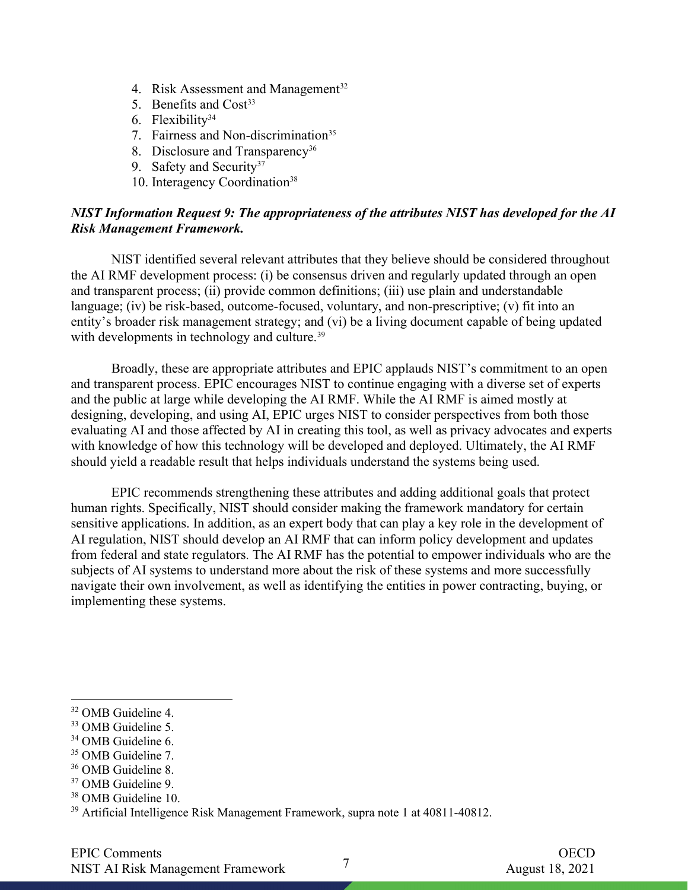4. Risk Assessment and Management[32]
5. Benefits and Cost[33]
6. Flexibility[34]
7. Fairness and Non-discrimination[35]
8. Disclosure and Transparency[36]
9. Safety and Security[37]
10. Interagency Coordination[38]

***NIST Information Request 9: The appropriateness of the attributes NIST has developed for the AI Risk Management Framework.***

NIST identified several relevant attributes that they believe should be considered throughout the AI RMF development process: (i) be consensus driven and regularly updated through an open and transparent process; (ii) provide common definitions; (iii) use plain and understandable language; (iv) be risk-based, outcome-focused, voluntary, and non-prescriptive; (v) fit into an entity's broader risk management strategy; and (vi) be a living document capable of being updated with developments in technology and culture.[39]

Broadly, these are appropriate attributes and EPIC applauds NIST's commitment to an open and transparent process. EPIC encourages NIST to continue engaging with a diverse set of experts and the public at large while developing the AI RMF. While the AI RMF is aimed mostly at designing, developing, and using AI, EPIC urges NIST to consider perspectives from both those evaluating AI and those affected by AI in creating this tool, as well as privacy advocates and experts with knowledge of how this technology will be developed and deployed. Ultimately, the AI RMF should yield a readable result that helps individuals understand the systems being used.

EPIC recommends strengthening these attributes and adding additional goals that protect human rights. Specifically, NIST should consider making the framework mandatory for certain sensitive applications. In addition, as an expert body that can play a key role in the development of AI regulation, NIST should develop an AI RMF that can inform policy development and updates from federal and state regulators. The AI RMF has the potential to empower individuals who are the subjects of AI systems to understand more about the risk of these systems and more successfully navigate their own involvement, as well as identifying the entities in power contracting, buying, or implementing these systems.

---

[32] OMB Guideline 4.

[33] OMB Guideline 5.

[34] OMB Guideline 6.

[35] OMB Guideline 7.

[36] OMB Guideline 8.

[37] OMB Guideline 9.

[38] OMB Guideline 10.

[39] Artificial Intelligence Risk Management Framework, supra note 1 at 40811-40812.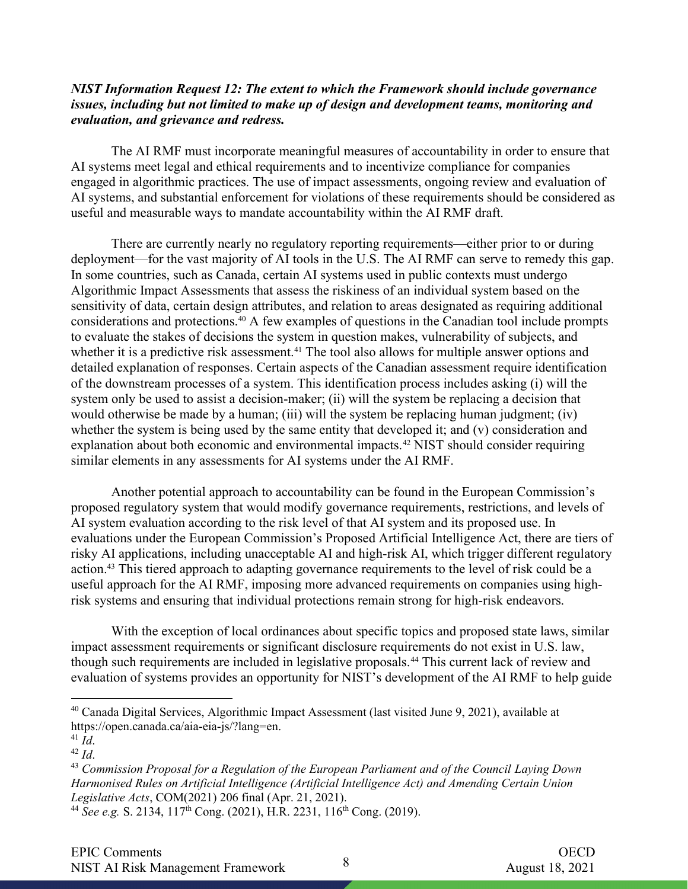***NIST Information Request 12: The extent to which the Framework should include governance issues, including but not limited to make up of design and development teams, monitoring and evaluation, and grievance and redress.***

The AI RMF must incorporate meaningful measures of accountability in order to ensure that AI systems meet legal and ethical requirements and to incentivize compliance for companies engaged in algorithmic practices. The use of impact assessments, ongoing review and evaluation of AI systems, and substantial enforcement for violations of these requirements should be considered as useful and measurable ways to mandate accountability within the AI RMF draft.

There are currently nearly no regulatory reporting requirements—either prior to or during deployment—for the vast majority of AI tools in the U.S. The AI RMF can serve to remedy this gap. In some countries, such as Canada, certain AI systems used in public contexts must undergo Algorithmic Impact Assessments that assess the riskiness of an individual system based on the sensitivity of data, certain design attributes, and relation to areas designated as requiring additional considerations and protections.[40] A few examples of questions in the Canadian tool include prompts to evaluate the stakes of decisions the system in question makes, vulnerability of subjects, and whether it is a predictive risk assessment.[41] The tool also allows for multiple answer options and detailed explanation of responses. Certain aspects of the Canadian assessment require identification of the downstream processes of a system. This identification process includes asking (i) will the system only be used to assist a decision-maker; (ii) will the system be replacing a decision that would otherwise be made by a human; (iii) will the system be replacing human judgment; (iv) whether the system is being used by the same entity that developed it; and (v) consideration and explanation about both economic and environmental impacts.[42] NIST should consider requiring similar elements in any assessments for AI systems under the AI RMF.

Another potential approach to accountability can be found in the European Commission's proposed regulatory system that would modify governance requirements, restrictions, and levels of AI system evaluation according to the risk level of that AI system and its proposed use. In evaluations under the European Commission's Proposed Artificial Intelligence Act, there are tiers of risky AI applications, including unacceptable AI and high-risk AI, which trigger different regulatory action.[43] This tiered approach to adapting governance requirements to the level of risk could be a useful approach for the AI RMF, imposing more advanced requirements on companies using high-risk systems and ensuring that individual protections remain strong for high-risk endeavors.

With the exception of local ordinances about specific topics and proposed state laws, similar impact assessment requirements or significant disclosure requirements do not exist in U.S. law, though such requirements are included in legislative proposals.[44] This current lack of review and evaluation of systems provides an opportunity for NIST's development of the AI RMF to help guide

---

[40] Canada Digital Services, Algorithmic Impact Assessment (last visited June 9, 2021), available at https://open.canada.ca/aia-eia-js/?lang=en.

[41] *Id*.

[42] *Id*.

[43] *Commission Proposal for a Regulation of the European Parliament and of the Council Laying Down Harmonised Rules on Artificial Intelligence (Artificial Intelligence Act) and Amending Certain Union Legislative Acts*, COM(2021) 206 final (Apr. 21, 2021).

[44] *See e.g.* S. 2134, 117th Cong. (2021), H.R. 2231, 116th Cong. (2019).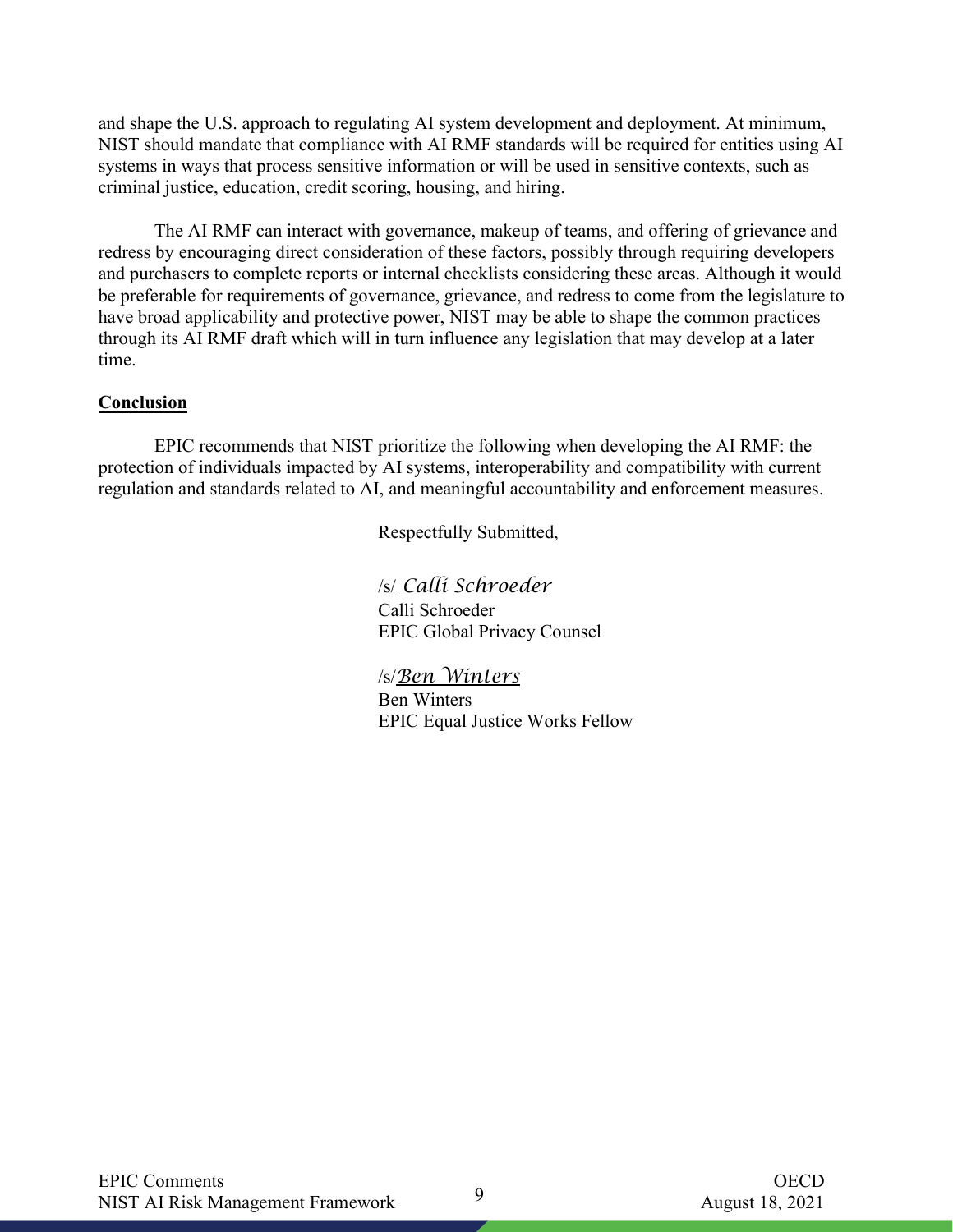and shape the U.S. approach to regulating AI system development and deployment. At minimum, NIST should mandate that compliance with AI RMF standards will be required for entities using AI systems in ways that process sensitive information or will be used in sensitive contexts, such as criminal justice, education, credit scoring, housing, and hiring.

The AI RMF can interact with governance, makeup of teams, and offering of grievance and redress by encouraging direct consideration of these factors, possibly through requiring developers and purchasers to complete reports or internal checklists considering these areas. Although it would be preferable for requirements of governance, grievance, and redress to come from the legislature to have broad applicability and protective power, NIST may be able to shape the common practices through its AI RMF draft which will in turn influence any legislation that may develop at a later time.

**Conclusion**

EPIC recommends that NIST prioritize the following when developing the AI RMF: the protection of individuals impacted by AI systems, interoperability and compatibility with current regulation and standards related to AI, and meaningful accountability and enforcement measures.

Respectfully Submitted,

/s/ *Calli Schroeder*
Calli Schroeder
EPIC Global Privacy Counsel

/s/*Ben Winters*
Ben Winters
EPIC Equal Justice Works Fellow